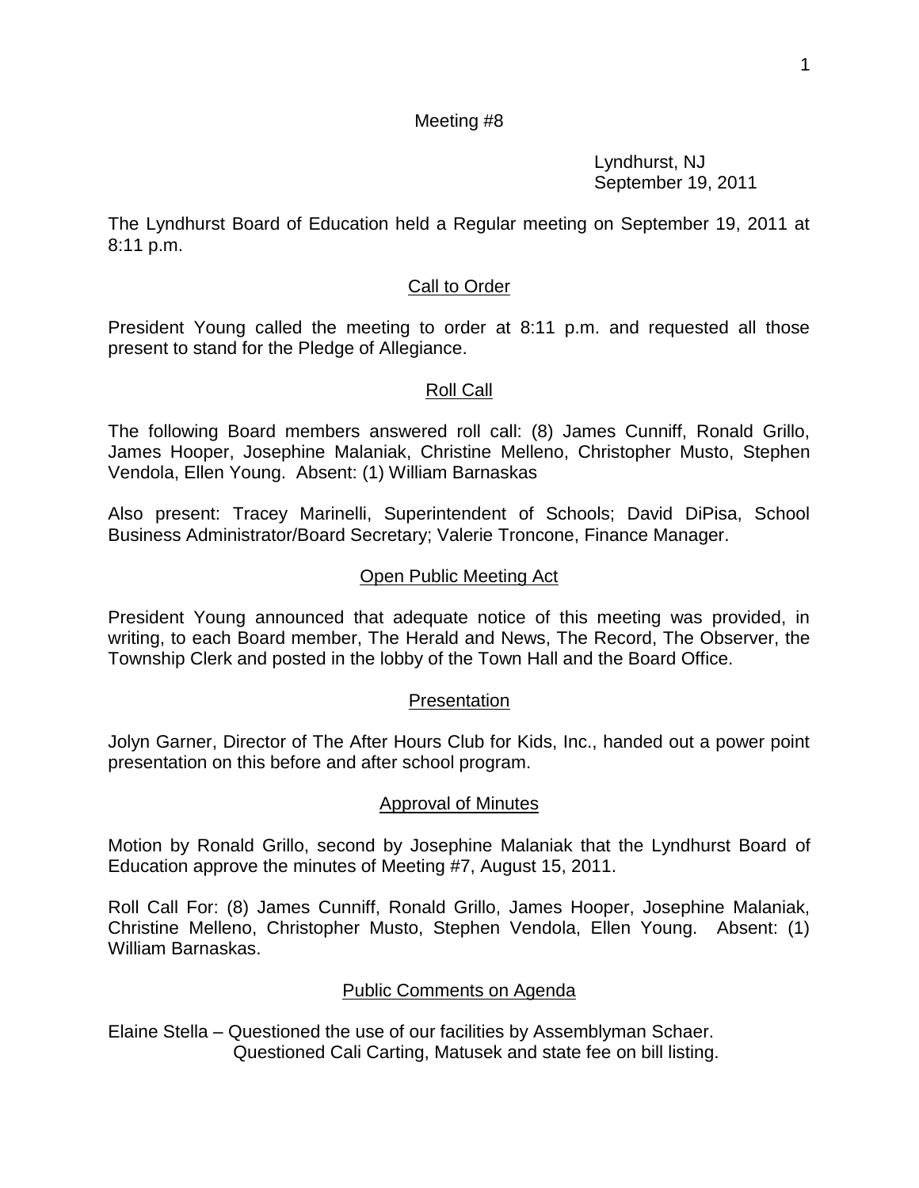Meeting #8

Lyndhurst, NJ
September 19, 2011

The Lyndhurst Board of Education held a Regular meeting on September 19, 2011 at 8:11 p.m.

## Call to Order

President Young called the meeting to order at 8:11 p.m. and requested all those present to stand for the Pledge of Allegiance.

## Roll Call

The following Board members answered roll call: (8) James Cunniff, Ronald Grillo, James Hooper, Josephine Malaniak, Christine Melleno, Christopher Musto, Stephen Vendola, Ellen Young. Absent: (1) William Barnaskas

Also present: Tracey Marinelli, Superintendent of Schools; David DiPisa, School Business Administrator/Board Secretary; Valerie Troncone, Finance Manager.

## Open Public Meeting Act

President Young announced that adequate notice of this meeting was provided, in writing, to each Board member, The Herald and News, The Record, The Observer, the Township Clerk and posted in the lobby of the Town Hall and the Board Office.

## Presentation

Jolyn Garner, Director of The After Hours Club for Kids, Inc., handed out a power point presentation on this before and after school program.

## Approval of Minutes

Motion by Ronald Grillo, second by Josephine Malaniak that the Lyndhurst Board of Education approve the minutes of Meeting #7, August 15, 2011.

Roll Call For: (8) James Cunniff, Ronald Grillo, James Hooper, Josephine Malaniak, Christine Melleno, Christopher Musto, Stephen Vendola, Ellen Young. Absent: (1) William Barnaskas.

## Public Comments on Agenda

Elaine Stella – Questioned the use of our facilities by Assemblyman Schaer.
Questioned Cali Carting, Matusek and state fee on bill listing.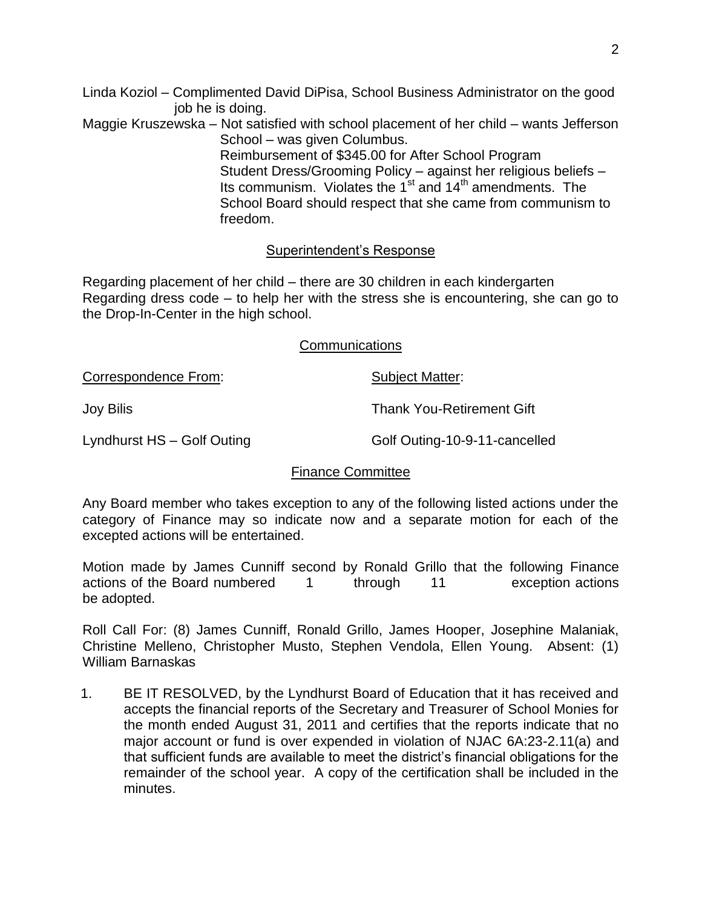Linda Koziol – Complimented David DiPisa, School Business Administrator on the good job he is doing.

Maggie Kruszewska – Not satisfied with school placement of her child – wants Jefferson School – was given Columbus.
Reimbursement of $345.00 for After School Program
Student Dress/Grooming Policy – against her religious beliefs – Its communism. Violates the 1st and 14th amendments. The School Board should respect that she came from communism to freedom.

## Superintendent's Response

Regarding placement of her child – there are 30 children in each kindergarten
Regarding dress code – to help her with the stress she is encountering, she can go to the Drop-In-Center in the high school.

## Communications

| Correspondence From: | Subject Matter: |
|---|---|
| Joy Bilis | Thank You-Retirement Gift |
| Lyndhurst HS – Golf Outing | Golf Outing-10-9-11-cancelled |

## Finance Committee

Any Board member who takes exception to any of the following listed actions under the category of Finance may so indicate now and a separate motion for each of the excepted actions will be entertained.

Motion made by James Cunniff second by Ronald Grillo that the following Finance actions of the Board numbered 1 through 11 exception actions be adopted.

Roll Call For: (8) James Cunniff, Ronald Grillo, James Hooper, Josephine Malaniak, Christine Melleno, Christopher Musto, Stephen Vendola, Ellen Young. Absent: (1) William Barnaskas

1. BE IT RESOLVED, by the Lyndhurst Board of Education that it has received and accepts the financial reports of the Secretary and Treasurer of School Monies for the month ended August 31, 2011 and certifies that the reports indicate that no major account or fund is over expended in violation of NJAC 6A:23-2.11(a) and that sufficient funds are available to meet the district's financial obligations for the remainder of the school year. A copy of the certification shall be included in the minutes.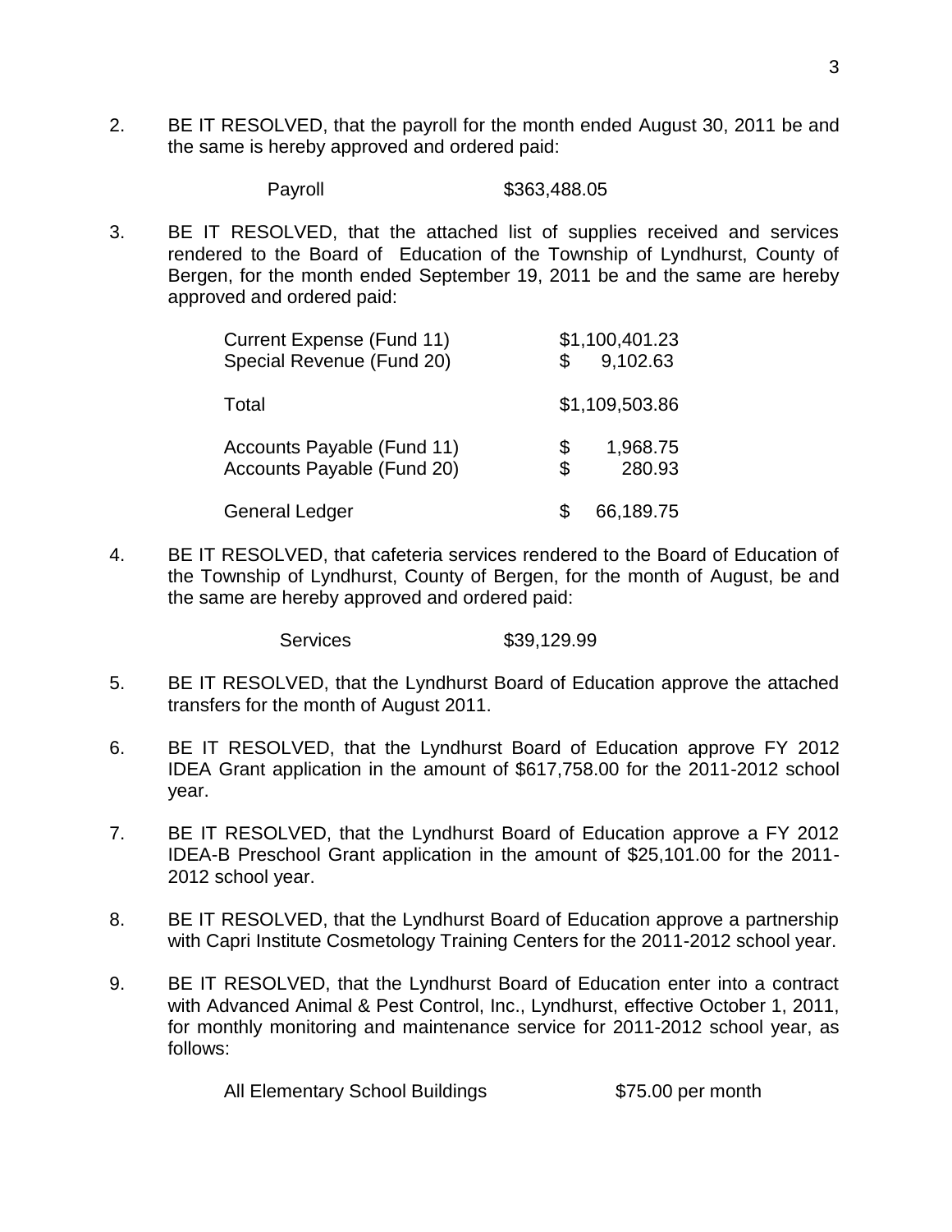2. BE IT RESOLVED, that the payroll for the month ended August 30, 2011 be and the same is hereby approved and ordered paid:

| | |
|---|---|
| Payroll | $363,488.05 |

3. BE IT RESOLVED, that the attached list of supplies received and services rendered to the Board of Education of the Township of Lyndhurst, County of Bergen, for the month ended September 19, 2011 be and the same are hereby approved and ordered paid:

| | |
|---|---|
| Current Expense (Fund 11) | $1,100,401.23 |
| Special Revenue (Fund 20) | $ 9,102.63 |
| Total | $1,109,503.86 |
| Accounts Payable (Fund 11) | $ 1,968.75 |
| Accounts Payable (Fund 20) | $ 280.93 |
| General Ledger | $ 66,189.75 |

4. BE IT RESOLVED, that cafeteria services rendered to the Board of Education of the Township of Lyndhurst, County of Bergen, for the month of August, be and the same are hereby approved and ordered paid:

| | |
|---|---|
| Services | $39,129.99 |

5. BE IT RESOLVED, that the Lyndhurst Board of Education approve the attached transfers for the month of August 2011.

6. BE IT RESOLVED, that the Lyndhurst Board of Education approve FY 2012 IDEA Grant application in the amount of $617,758.00 for the 2011-2012 school year.

7. BE IT RESOLVED, that the Lyndhurst Board of Education approve a FY 2012 IDEA-B Preschool Grant application in the amount of $25,101.00 for the 2011-2012 school year.

8. BE IT RESOLVED, that the Lyndhurst Board of Education approve a partnership with Capri Institute Cosmetology Training Centers for the 2011-2012 school year.

9. BE IT RESOLVED, that the Lyndhurst Board of Education enter into a contract with Advanced Animal & Pest Control, Inc., Lyndhurst, effective October 1, 2011, for monthly monitoring and maintenance service for 2011-2012 school year, as follows:

| | |
|---|---|
| All Elementary School Buildings | $75.00 per month |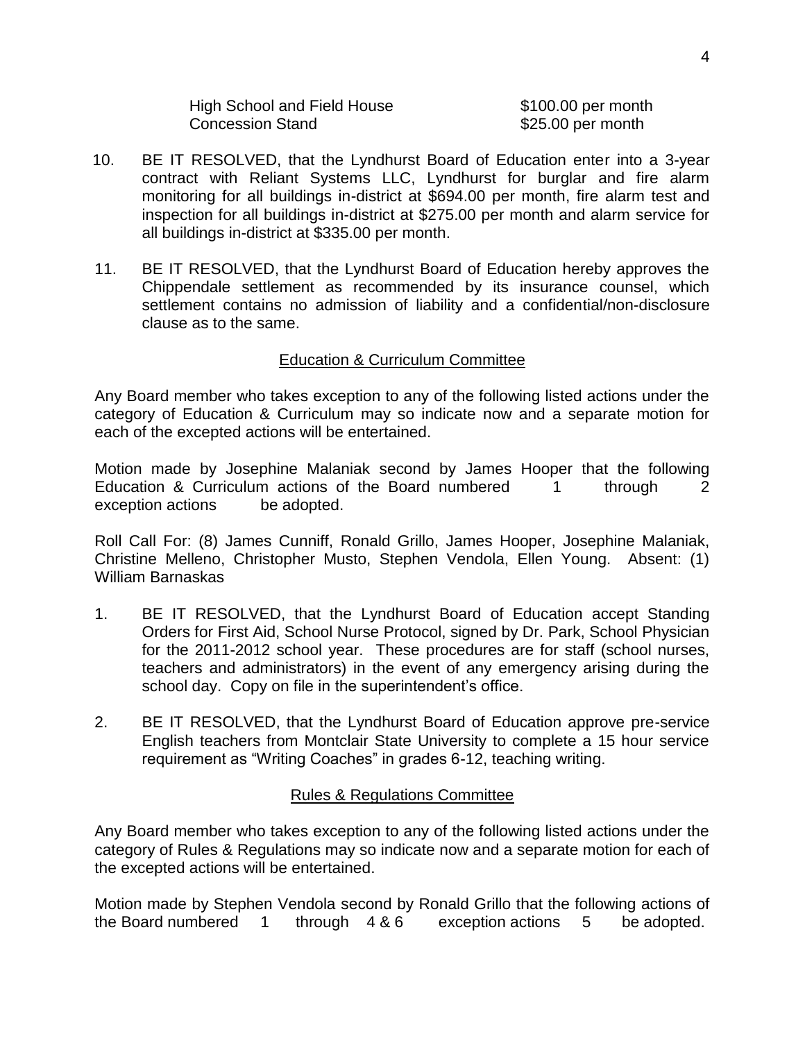| | |
|---|---|
| High School and Field House | $100.00 per month |
| Concession Stand | $25.00 per month |

10. BE IT RESOLVED, that the Lyndhurst Board of Education enter into a 3-year contract with Reliant Systems LLC, Lyndhurst for burglar and fire alarm monitoring for all buildings in-district at $694.00 per month, fire alarm test and inspection for all buildings in-district at $275.00 per month and alarm service for all buildings in-district at $335.00 per month.

11. BE IT RESOLVED, that the Lyndhurst Board of Education hereby approves the Chippendale settlement as recommended by its insurance counsel, which settlement contains no admission of liability and a confidential/non-disclosure clause as to the same.

## Education & Curriculum Committee

Any Board member who takes exception to any of the following listed actions under the category of Education & Curriculum may so indicate now and a separate motion for each of the excepted actions will be entertained.

Motion made by Josephine Malaniak second by James Hooper that the following Education & Curriculum actions of the Board numbered 1 through 2 exception actions be adopted.

Roll Call For: (8) James Cunniff, Ronald Grillo, James Hooper, Josephine Malaniak, Christine Melleno, Christopher Musto, Stephen Vendola, Ellen Young. Absent: (1) William Barnaskas

1. BE IT RESOLVED, that the Lyndhurst Board of Education accept Standing Orders for First Aid, School Nurse Protocol, signed by Dr. Park, School Physician for the 2011-2012 school year. These procedures are for staff (school nurses, teachers and administrators) in the event of any emergency arising during the school day. Copy on file in the superintendent's office.

2. BE IT RESOLVED, that the Lyndhurst Board of Education approve pre-service English teachers from Montclair State University to complete a 15 hour service requirement as "Writing Coaches" in grades 6-12, teaching writing.

## Rules & Regulations Committee

Any Board member who takes exception to any of the following listed actions under the category of Rules & Regulations may so indicate now and a separate motion for each of the excepted actions will be entertained.

Motion made by Stephen Vendola second by Ronald Grillo that the following actions of the Board numbered 1 through 4 & 6 exception actions 5 be adopted.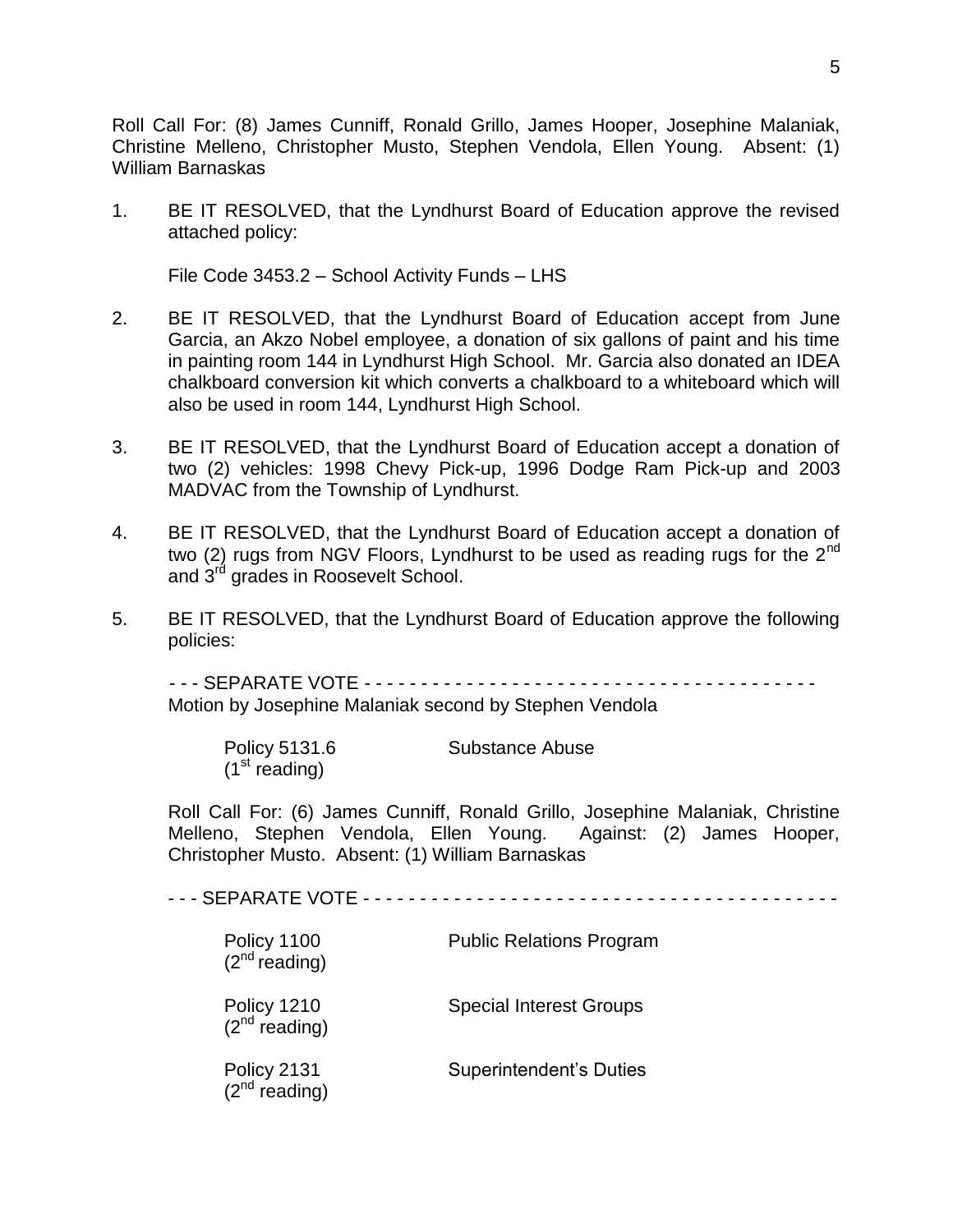Roll Call For: (8) James Cunniff, Ronald Grillo, James Hooper, Josephine Malaniak, Christine Melleno, Christopher Musto, Stephen Vendola, Ellen Young. Absent: (1) William Barnaskas

1. BE IT RESOLVED, that the Lyndhurst Board of Education approve the revised attached policy:

   File Code 3453.2 – School Activity Funds – LHS

2. BE IT RESOLVED, that the Lyndhurst Board of Education accept from June Garcia, an Akzo Nobel employee, a donation of six gallons of paint and his time in painting room 144 in Lyndhurst High School. Mr. Garcia also donated an IDEA chalkboard conversion kit which converts a chalkboard to a whiteboard which will also be used in room 144, Lyndhurst High School.

3. BE IT RESOLVED, that the Lyndhurst Board of Education accept a donation of two (2) vehicles: 1998 Chevy Pick-up, 1996 Dodge Ram Pick-up and 2003 MADVAC from the Township of Lyndhurst.

4. BE IT RESOLVED, that the Lyndhurst Board of Education accept a donation of two (2) rugs from NGV Floors, Lyndhurst to be used as reading rugs for the 2nd and 3rd grades in Roosevelt School.

5. BE IT RESOLVED, that the Lyndhurst Board of Education approve the following policies:

   - - - SEPARATE VOTE - - - - - - - - - - - - - - - - - - - - - - - - - - - - - - - - - - - - - - -
   Motion by Josephine Malaniak second by Stephen Vendola

   | | |
   |---|---|
   | Policy 5131.6 (1st reading) | Substance Abuse |

   Roll Call For: (6) James Cunniff, Ronald Grillo, Josephine Malaniak, Christine Melleno, Stephen Vendola, Ellen Young. Against: (2) James Hooper, Christopher Musto. Absent: (1) William Barnaskas

   - - - SEPARATE VOTE - - - - - - - - - - - - - - - - - - - - - - - - - - - - - - - - - - - - - - - - -

   | | |
   |---|---|
   | Policy 1100 (2nd reading) | Public Relations Program |
   | Policy 1210 (2nd reading) | Special Interest Groups |
   | Policy 2131 (2nd reading) | Superintendent's Duties |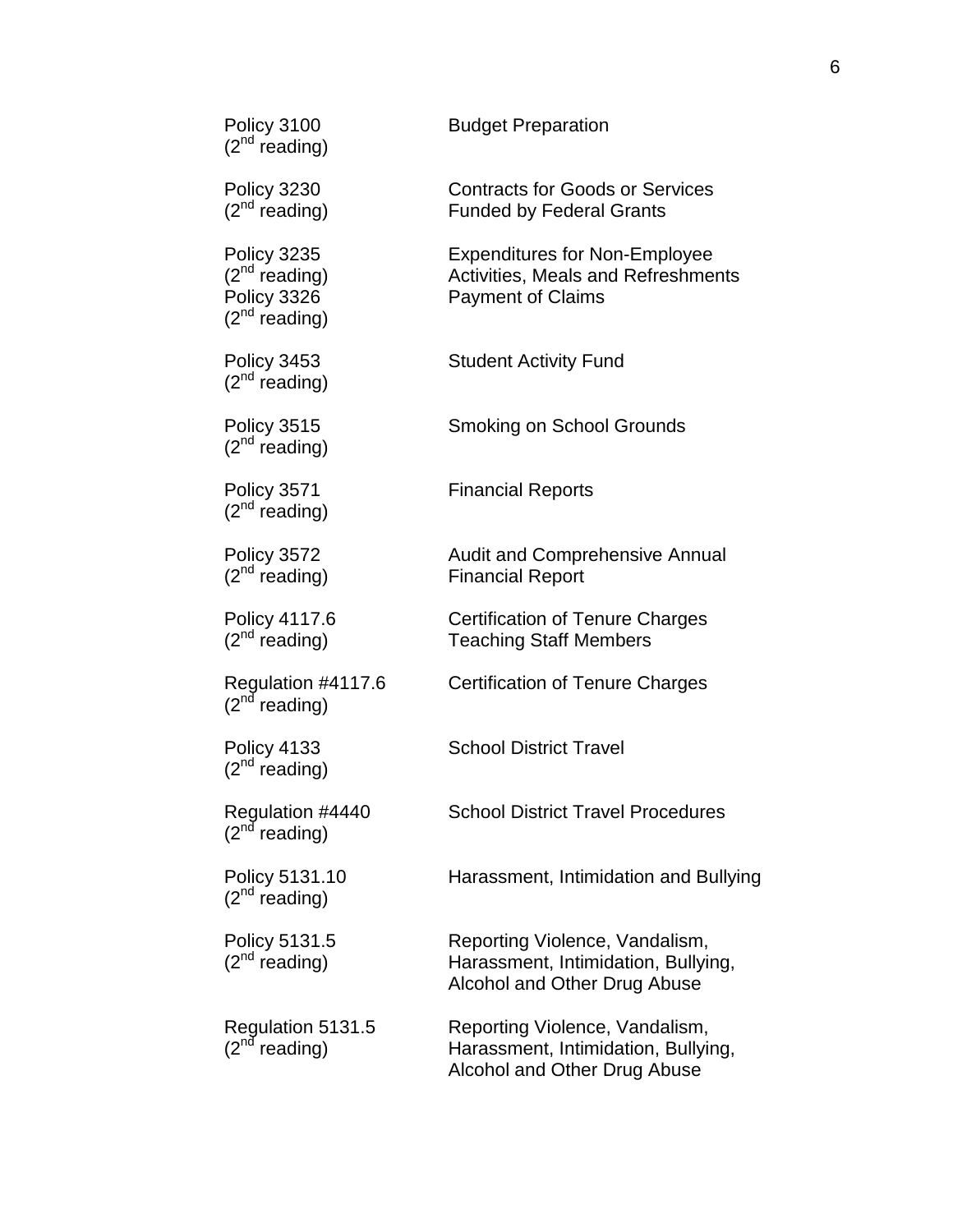Policy 3100 (2nd reading) Budget Preparation

Policy 3230 (2nd reading) Contracts for Goods or Services Funded by Federal Grants

Policy 3235 (2nd reading) Expenditures for Non-Employee Activities, Meals and Refreshments

Policy 3326 (2nd reading) Payment of Claims

Policy 3453 (2nd reading) Student Activity Fund

Policy 3515 (2nd reading) Smoking on School Grounds

Policy 3571 (2nd reading) Financial Reports

Policy 3572 (2nd reading) Audit and Comprehensive Annual Financial Report

Policy 4117.6 (2nd reading) Certification of Tenure Charges Teaching Staff Members

Regulation #4117.6 (2nd reading) Certification of Tenure Charges

Policy 4133 (2nd reading) School District Travel

Regulation #4440 (2nd reading) School District Travel Procedures

Policy 5131.10 (2nd reading) Harassment, Intimidation and Bullying

Policy 5131.5 (2nd reading) Reporting Violence, Vandalism, Harassment, Intimidation, Bullying, Alcohol and Other Drug Abuse

Regulation 5131.5 (2nd reading) Reporting Violence, Vandalism, Harassment, Intimidation, Bullying, Alcohol and Other Drug Abuse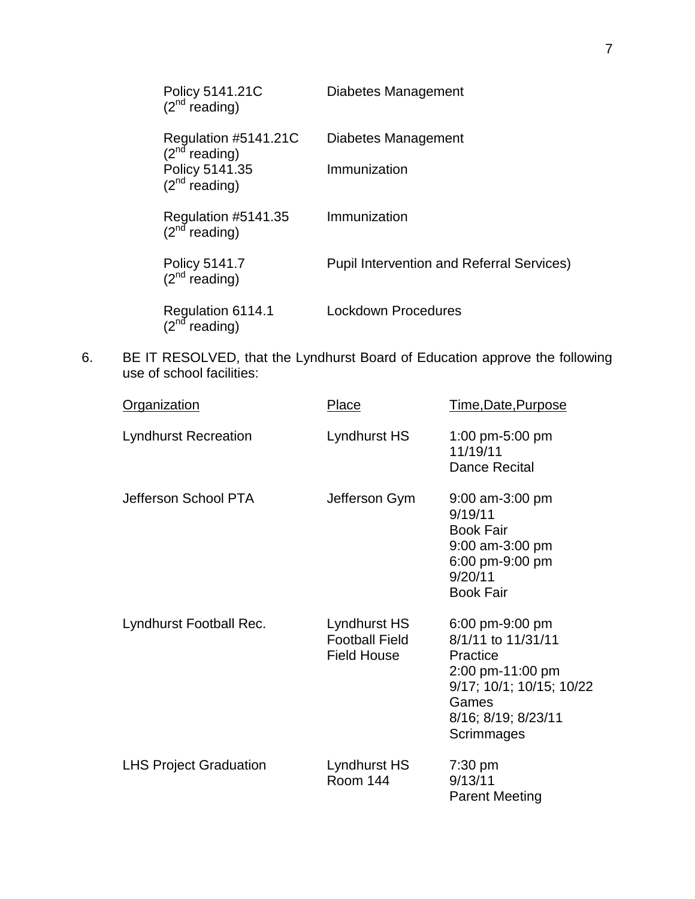| | |
|---|---|
| Policy 5141.21C (2nd reading) | Diabetes Management |
| Regulation #5141.21C (2nd reading) | Diabetes Management |
| Policy 5141.35 (2nd reading) | Immunization |
| Regulation #5141.35 (2nd reading) | Immunization |
| Policy 5141.7 (2nd reading) | Pupil Intervention and Referral Services) |
| Regulation 6114.1 (2nd reading) | Lockdown Procedures |

6. BE IT RESOLVED, that the Lyndhurst Board of Education approve the following use of school facilities:

| Organization | Place | Time,Date,Purpose |
|---|---|---|
| Lyndhurst Recreation | Lyndhurst HS | 1:00 pm-5:00 pm<br>11/19/11<br>Dance Recital |
| Jefferson School PTA | Jefferson Gym | 9:00 am-3:00 pm<br>9/19/11<br>Book Fair<br>9:00 am-3:00 pm<br>6:00 pm-9:00 pm<br>9/20/11<br>Book Fair |
| Lyndhurst Football Rec. | Lyndhurst HS<br>Football Field<br>Field House | 6:00 pm-9:00 pm<br>8/1/11 to 11/31/11<br>Practice<br>2:00 pm-11:00 pm<br>9/17; 10/1; 10/15; 10/22<br>Games<br>8/16; 8/19; 8/23/11<br>Scrimmages |
| LHS Project Graduation | Lyndhurst HS<br>Room 144 | 7:30 pm<br>9/13/11<br>Parent Meeting |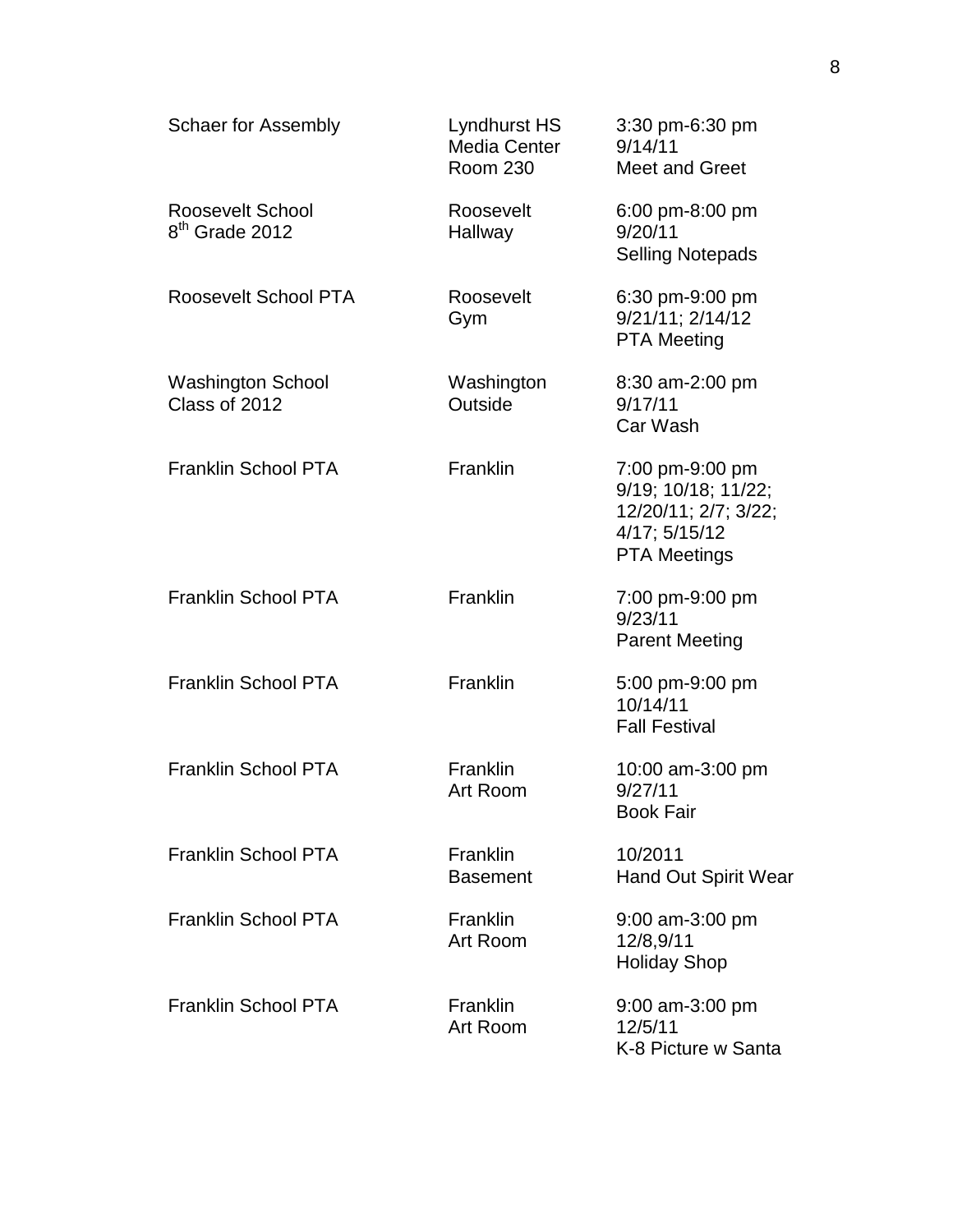| | | |
|---|---|---|
| Schaer for Assembly | Lyndhurst HS Media Center Room 230 | 3:30 pm-6:30 pm 9/14/11 Meet and Greet |
| Roosevelt School 8th Grade 2012 | Roosevelt Hallway | 6:00 pm-8:00 pm 9/20/11 Selling Notepads |
| Roosevelt School PTA | Roosevelt Gym | 6:30 pm-9:00 pm 9/21/11; 2/14/12 PTA Meeting |
| Washington School Class of 2012 | Washington Outside | 8:30 am-2:00 pm 9/17/11 Car Wash |
| Franklin School PTA | Franklin | 7:00 pm-9:00 pm 9/19; 10/18; 11/22; 12/20/11; 2/7; 3/22; 4/17; 5/15/12 PTA Meetings |
| Franklin School PTA | Franklin | 7:00 pm-9:00 pm 9/23/11 Parent Meeting |
| Franklin School PTA | Franklin | 5:00 pm-9:00 pm 10/14/11 Fall Festival |
| Franklin School PTA | Franklin Art Room | 10:00 am-3:00 pm 9/27/11 Book Fair |
| Franklin School PTA | Franklin Basement | 10/2011 Hand Out Spirit Wear |
| Franklin School PTA | Franklin Art Room | 9:00 am-3:00 pm 12/8,9/11 Holiday Shop |
| Franklin School PTA | Franklin Art Room | 9:00 am-3:00 pm 12/5/11 K-8 Picture w Santa |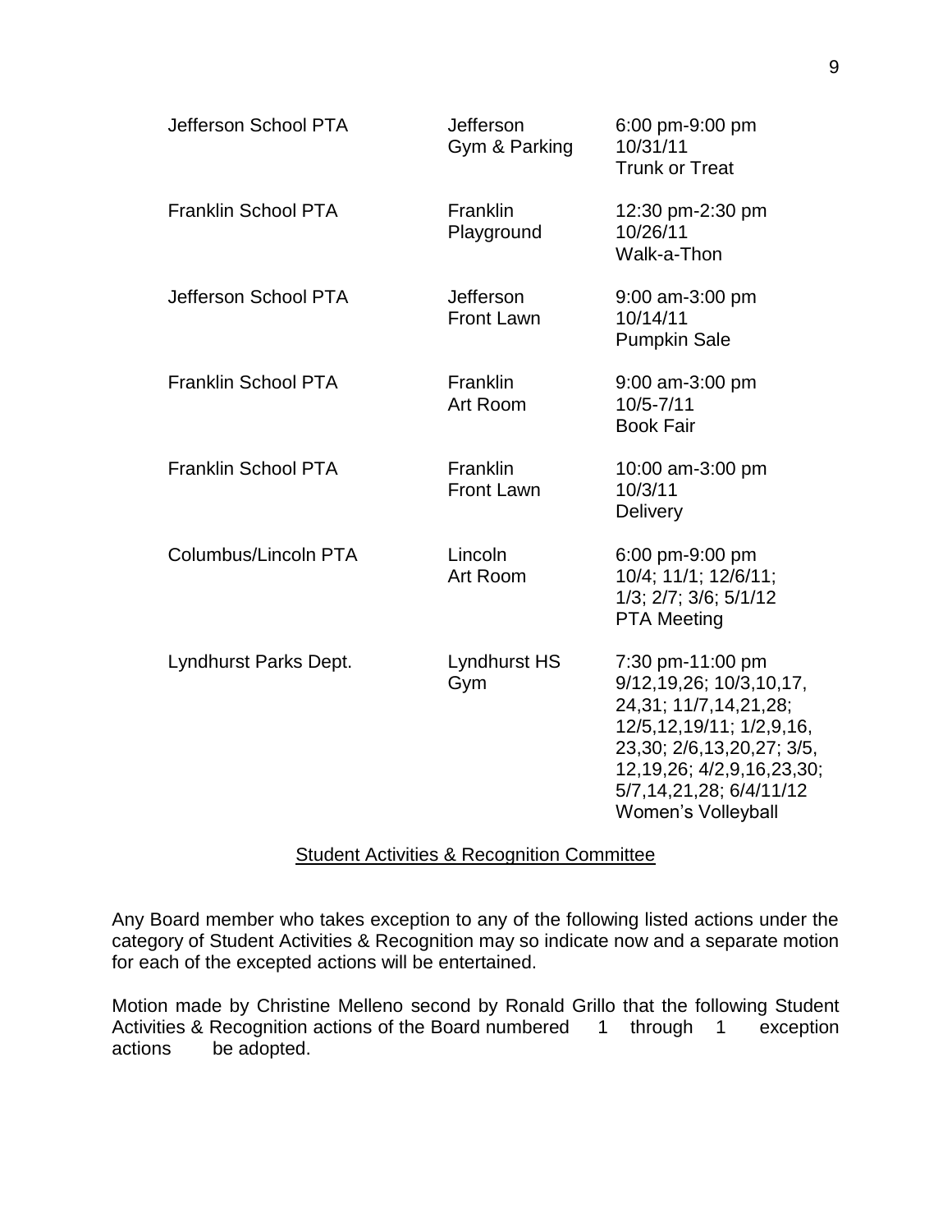| | | |
|---|---|---|
| Jefferson School PTA | Jefferson Gym & Parking | 6:00 pm-9:00 pm 10/31/11 Trunk or Treat |
| Franklin School PTA | Franklin Playground | 12:30 pm-2:30 pm 10/26/11 Walk-a-Thon |
| Jefferson School PTA | Jefferson Front Lawn | 9:00 am-3:00 pm 10/14/11 Pumpkin Sale |
| Franklin School PTA | Franklin Art Room | 9:00 am-3:00 pm 10/5-7/11 Book Fair |
| Franklin School PTA | Franklin Front Lawn | 10:00 am-3:00 pm 10/3/11 Delivery |
| Columbus/Lincoln PTA | Lincoln Art Room | 6:00 pm-9:00 pm 10/4; 11/1; 12/6/11; 1/3; 2/7; 3/6; 5/1/12 PTA Meeting |
| Lyndhurst Parks Dept. | Lyndhurst HS Gym | 7:30 pm-11:00 pm 9/12,19,26; 10/3,10,17, 24,31; 11/7,14,21,28; 12/5,12,19/11; 1/2,9,16, 23,30; 2/6,13,20,27; 3/5, 12,19,26; 4/2,9,16,23,30; 5/7,14,21,28; 6/4/11/12 Women's Volleyball |

## Student Activities & Recognition Committee

Any Board member who takes exception to any of the following listed actions under the category of Student Activities & Recognition may so indicate now and a separate motion for each of the excepted actions will be entertained.

Motion made by Christine Melleno second by Ronald Grillo that the following Student Activities & Recognition actions of the Board numbered 1 through 1 exception actions be adopted.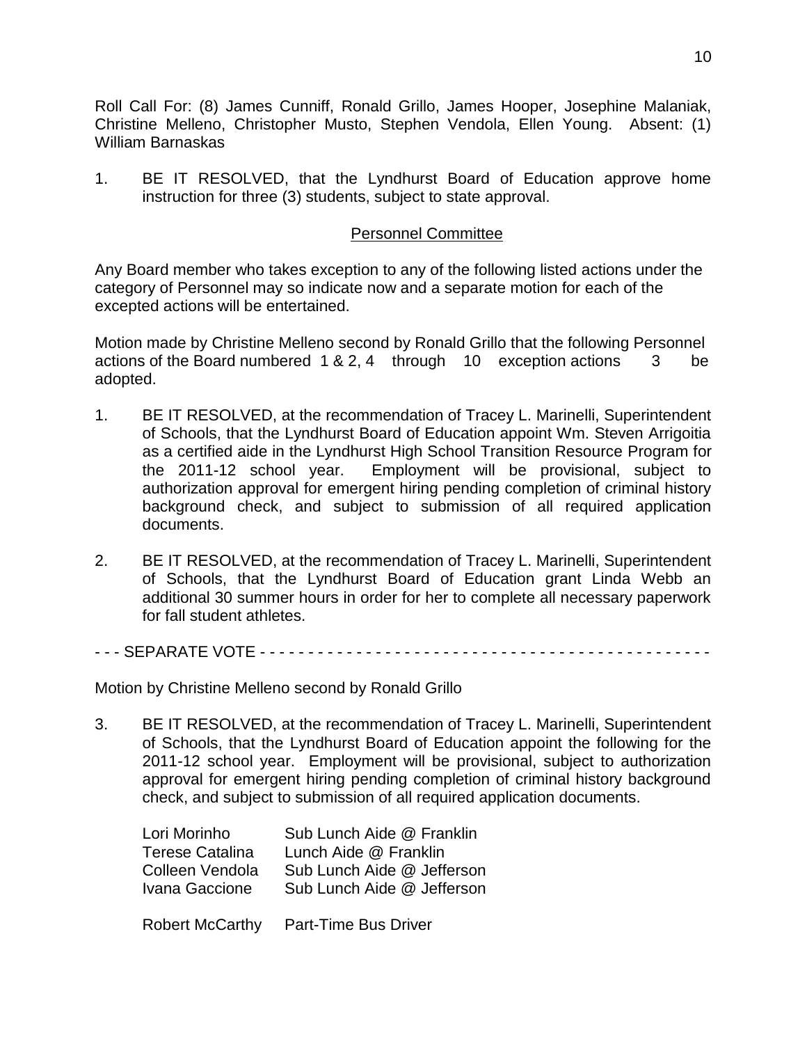Roll Call For: (8) James Cunniff, Ronald Grillo, James Hooper, Josephine Malaniak, Christine Melleno, Christopher Musto, Stephen Vendola, Ellen Young. Absent: (1) William Barnaskas

1. BE IT RESOLVED, that the Lyndhurst Board of Education approve home instruction for three (3) students, subject to state approval.

## Personnel Committee

Any Board member who takes exception to any of the following listed actions under the category of Personnel may so indicate now and a separate motion for each of the excepted actions will be entertained.

Motion made by Christine Melleno second by Ronald Grillo that the following Personnel actions of the Board numbered 1 & 2, 4 through 10 exception actions 3 be adopted.

1. BE IT RESOLVED, at the recommendation of Tracey L. Marinelli, Superintendent of Schools, that the Lyndhurst Board of Education appoint Wm. Steven Arrigoitia as a certified aide in the Lyndhurst High School Transition Resource Program for the 2011-12 school year. Employment will be provisional, subject to authorization approval for emergent hiring pending completion of criminal history background check, and subject to submission of all required application documents.

2. BE IT RESOLVED, at the recommendation of Tracey L. Marinelli, Superintendent of Schools, that the Lyndhurst Board of Education grant Linda Webb an additional 30 summer hours in order for her to complete all necessary paperwork for fall student athletes.

- - - SEPARATE VOTE - - - - - - - - - - - - - - - - - - - - - - - - - - - - - - - - - - - - - - - - - - - - - - - -

Motion by Christine Melleno second by Ronald Grillo

3. BE IT RESOLVED, at the recommendation of Tracey L. Marinelli, Superintendent of Schools, that the Lyndhurst Board of Education appoint the following for the 2011-12 school year. Employment will be provisional, subject to authorization approval for emergent hiring pending completion of criminal history background check, and subject to submission of all required application documents.

| | |
|---|---|
| Lori Morinho | Sub Lunch Aide @ Franklin |
| Terese Catalina | Lunch Aide @ Franklin |
| Colleen Vendola | Sub Lunch Aide @ Jefferson |
| Ivana Gaccione | Sub Lunch Aide @ Jefferson |
| | |
| Robert McCarthy | Part-Time Bus Driver |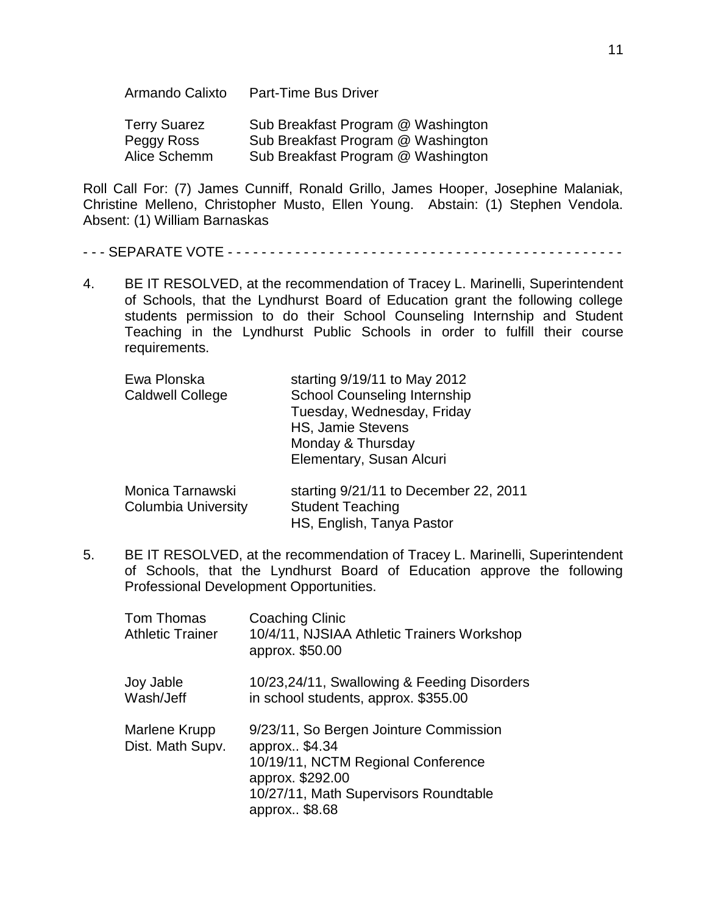| | |
|---|---|
| Armando Calixto | Part-Time Bus Driver |
| | |
| Terry Suarez | Sub Breakfast Program @ Washington |
| Peggy Ross | Sub Breakfast Program @ Washington |
| Alice Schemm | Sub Breakfast Program @ Washington |

Roll Call For: (7) James Cunniff, Ronald Grillo, James Hooper, Josephine Malaniak, Christine Melleno, Christopher Musto, Ellen Young. Abstain: (1) Stephen Vendola. Absent: (1) William Barnaskas

\- - - SEPARATE VOTE - - - - - - - - - - - - - - - - - - - - - - - - - - - - - - - - - - - - - - - - - - - - - -

4. BE IT RESOLVED, at the recommendation of Tracey L. Marinelli, Superintendent of Schools, that the Lyndhurst Board of Education grant the following college students permission to do their School Counseling Internship and Student Teaching in the Lyndhurst Public Schools in order to fulfill their course requirements.

| | |
|---|---|
| Ewa Plonska<br>Caldwell College | starting 9/19/11 to May 2012<br>School Counseling Internship<br>Tuesday, Wednesday, Friday<br>HS, Jamie Stevens<br>Monday & Thursday<br>Elementary, Susan Alcuri |
| Monica Tarnawski<br>Columbia University | starting 9/21/11 to December 22, 2011<br>Student Teaching<br>HS, English, Tanya Pastor |

5. BE IT RESOLVED, at the recommendation of Tracey L. Marinelli, Superintendent of Schools, that the Lyndhurst Board of Education approve the following Professional Development Opportunities.

| | |
|---|---|
| Tom Thomas<br>Athletic Trainer | Coaching Clinic<br>10/4/11, NJSIAA Athletic Trainers Workshop<br>approx. $50.00 |
| Joy Jable<br>Wash/Jeff | 10/23,24/11, Swallowing & Feeding Disorders<br>in school students, approx. $355.00 |
| Marlene Krupp<br>Dist. Math Supv. | 9/23/11, So Bergen Jointure Commission<br>approx.. $4.34<br>10/19/11, NCTM Regional Conference<br>approx. $292.00<br>10/27/11, Math Supervisors Roundtable<br>approx.. $8.68 |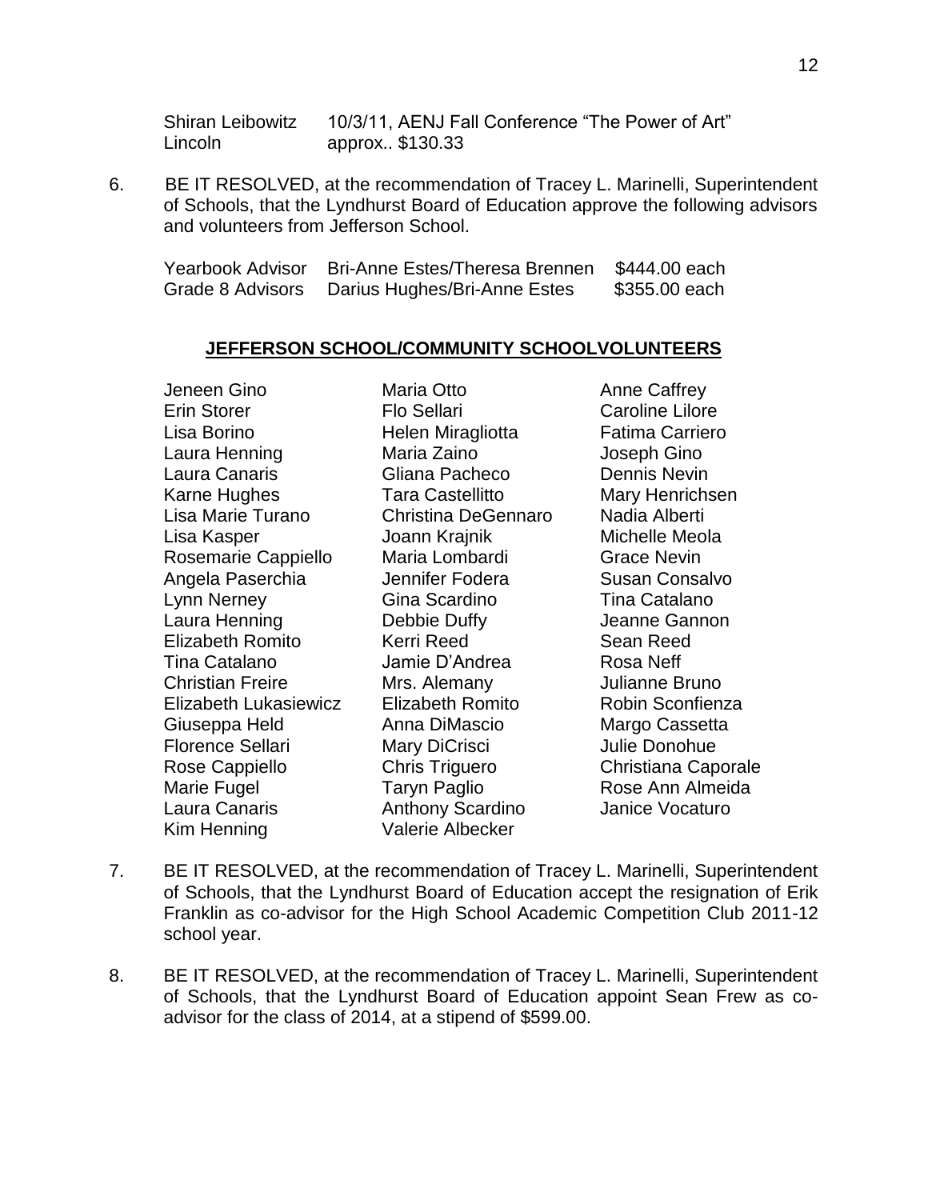| | |
|---|---|
| Shiran Leibowitz | 10/3/11, AENJ Fall Conference "The Power of Art" |
| Lincoln | approx.. $130.33 |

6. BE IT RESOLVED, at the recommendation of Tracey L. Marinelli, Superintendent of Schools, that the Lyndhurst Board of Education approve the following advisors and volunteers from Jefferson School.

| | | |
|---|---|---|
| Yearbook Advisor | Bri-Anne Estes/Theresa Brennen | $444.00 each |
| Grade 8 Advisors | Darius Hughes/Bri-Anne Estes | $355.00 each |

**JEFFERSON SCHOOL/COMMUNITY SCHOOLVOLUNTEERS**

| | | |
|---|---|---|
| Jeneen Gino | Maria Otto | Anne Caffrey |
| Erin Storer | Flo Sellari | Caroline Lilore |
| Lisa Borino | Helen Miragliotta | Fatima Carriero |
| Laura Henning | Maria Zaino | Joseph Gino |
| Laura Canaris | Gliana Pacheco | Dennis Nevin |
| Karne Hughes | Tara Castellitto | Mary Henrichsen |
| Lisa Marie Turano | Christina DeGennaro | Nadia Alberti |
| Lisa Kasper | Joann Krajnik | Michelle Meola |
| Rosemarie Cappiello | Maria Lombardi | Grace Nevin |
| Angela Paserchia | Jennifer Fodera | Susan Consalvo |
| Lynn Nerney | Gina Scardino | Tina Catalano |
| Laura Henning | Debbie Duffy | Jeanne Gannon |
| Elizabeth Romito | Kerri Reed | Sean Reed |
| Tina Catalano | Jamie D'Andrea | Rosa Neff |
| Christian Freire | Mrs. Alemany | Julianne Bruno |
| Elizabeth Lukasiewicz | Elizabeth Romito | Robin Sconfienza |
| Giuseppa Held | Anna DiMascio | Margo Cassetta |
| Florence Sellari | Mary DiCrisci | Julie Donohue |
| Rose Cappiello | Chris Triguero | Christiana Caporale |
| Marie Fugel | Taryn Paglio | Rose Ann Almeida |
| Laura Canaris | Anthony Scardino | Janice Vocaturo |
| Kim Henning | Valerie Albecker | |

7. BE IT RESOLVED, at the recommendation of Tracey L. Marinelli, Superintendent of Schools, that the Lyndhurst Board of Education accept the resignation of Erik Franklin as co-advisor for the High School Academic Competition Club 2011-12 school year.

8. BE IT RESOLVED, at the recommendation of Tracey L. Marinelli, Superintendent of Schools, that the Lyndhurst Board of Education appoint Sean Frew as co-advisor for the class of 2014, at a stipend of $599.00.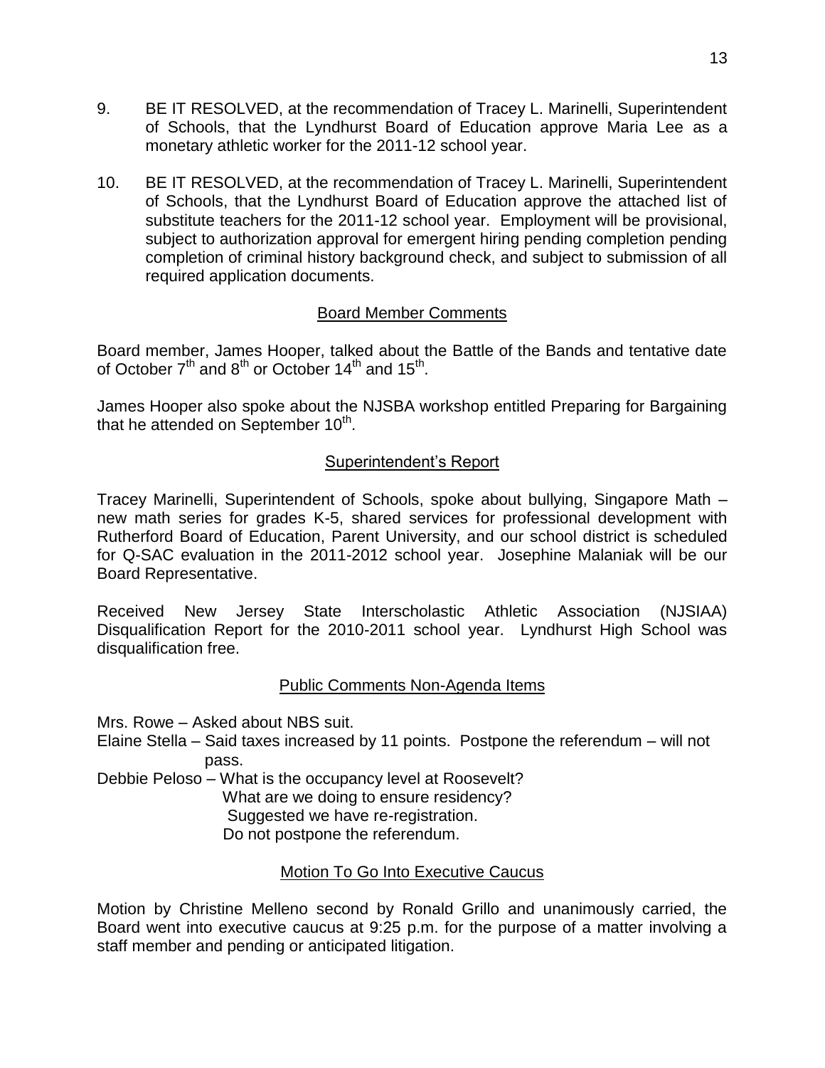9. BE IT RESOLVED, at the recommendation of Tracey L. Marinelli, Superintendent of Schools, that the Lyndhurst Board of Education approve Maria Lee as a monetary athletic worker for the 2011-12 school year.

10. BE IT RESOLVED, at the recommendation of Tracey L. Marinelli, Superintendent of Schools, that the Lyndhurst Board of Education approve the attached list of substitute teachers for the 2011-12 school year. Employment will be provisional, subject to authorization approval for emergent hiring pending completion pending completion of criminal history background check, and subject to submission of all required application documents.

## Board Member Comments

Board member, James Hooper, talked about the Battle of the Bands and tentative date of October 7th and 8th or October 14th and 15th.

James Hooper also spoke about the NJSBA workshop entitled Preparing for Bargaining that he attended on September 10th.

## Superintendent's Report

Tracey Marinelli, Superintendent of Schools, spoke about bullying, Singapore Math – new math series for grades K-5, shared services for professional development with Rutherford Board of Education, Parent University, and our school district is scheduled for Q-SAC evaluation in the 2011-2012 school year. Josephine Malaniak will be our Board Representative.

Received New Jersey State Interscholastic Athletic Association (NJSIAA) Disqualification Report for the 2010-2011 school year. Lyndhurst High School was disqualification free.

## Public Comments Non-Agenda Items

Mrs. Rowe – Asked about NBS suit.

Elaine Stella – Said taxes increased by 11 points. Postpone the referendum – will not pass.

Debbie Peloso – What is the occupancy level at Roosevelt?
What are we doing to ensure residency?
Suggested we have re-registration.
Do not postpone the referendum.

## Motion To Go Into Executive Caucus

Motion by Christine Melleno second by Ronald Grillo and unanimously carried, the Board went into executive caucus at 9:25 p.m. for the purpose of a matter involving a staff member and pending or anticipated litigation.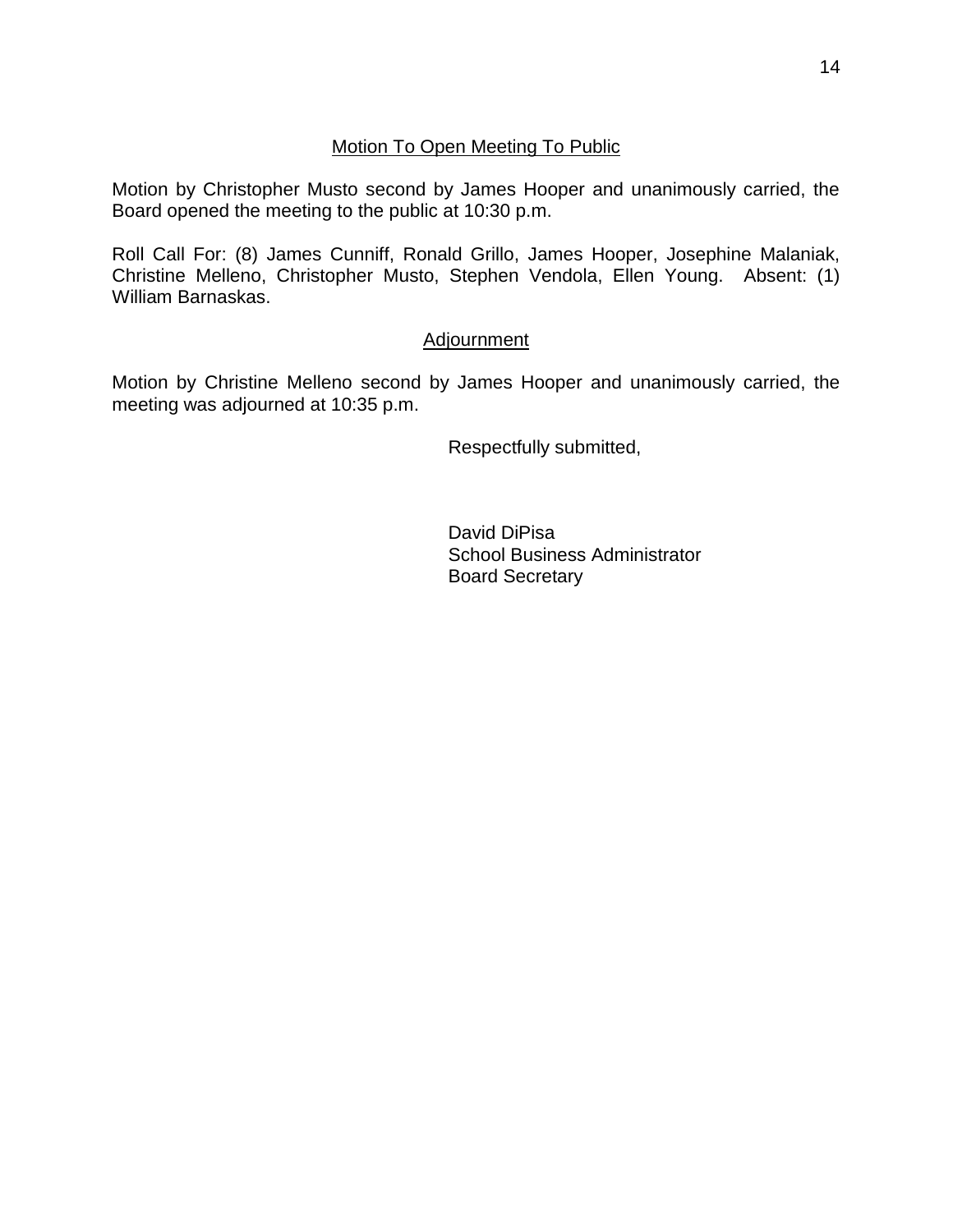## Motion To Open Meeting To Public

Motion by Christopher Musto second by James Hooper and unanimously carried, the Board opened the meeting to the public at 10:30 p.m.

Roll Call For: (8) James Cunniff, Ronald Grillo, James Hooper, Josephine Malaniak, Christine Melleno, Christopher Musto, Stephen Vendola, Ellen Young. Absent: (1) William Barnaskas.

## Adjournment

Motion by Christine Melleno second by James Hooper and unanimously carried, the meeting was adjourned at 10:35 p.m.

Respectfully submitted,

David DiPisa
School Business Administrator
Board Secretary